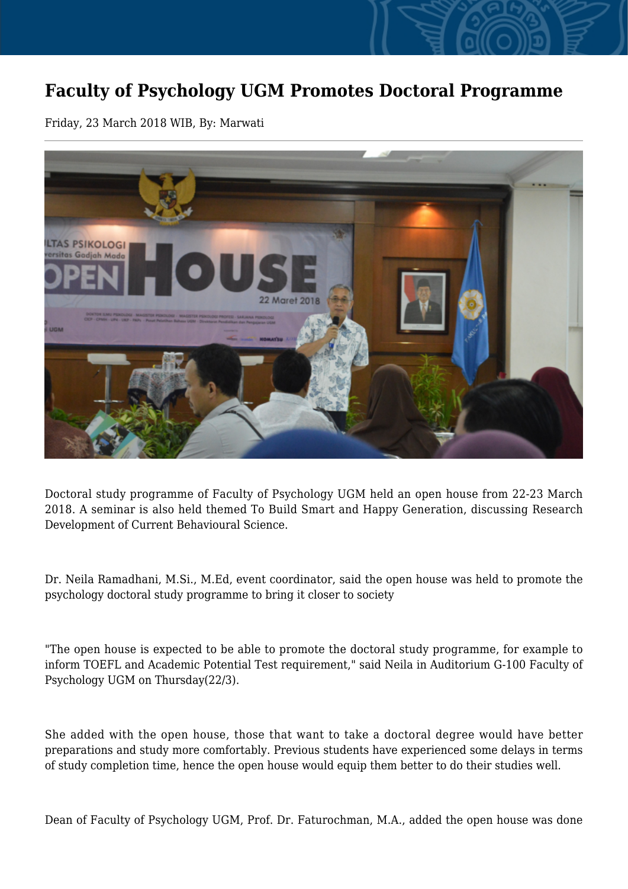# Faculty of Psychology UGM Promotes Doctoral Programme

Friday, 23 March 2018 WIB, By: Marwati

Doctoral study programme of Faculty of Psychology UGM held an open house from 22-23 March 2018. A seminar is also held themed To Build Smart and Happy Generation, discussing Research Development of Current Behavioural Science.

Dr. Neila Ramadhani, M.Si., M.Ed, event coordinator, said the open house was held to promote the psychology doctoral study programme to bring it closer to society

"The open house is expected to be able to promote the doctoral study programme, for example to inform TOEFL and Academic Potential Test requirement," said Neila in Auditorium G-100 Faculty of Psychology UGM on Thursday(22/3).

She added with the open house, those that want to take a doctoral degree would have better preparations and study more comfortably. Previous students have experienced some delays in terms of study completion time, hence the open house would equip them better to do their studies well.

Dean of Faculty of Psychology UGM, Prof. Dr. Faturochman, M.A., added the open house was done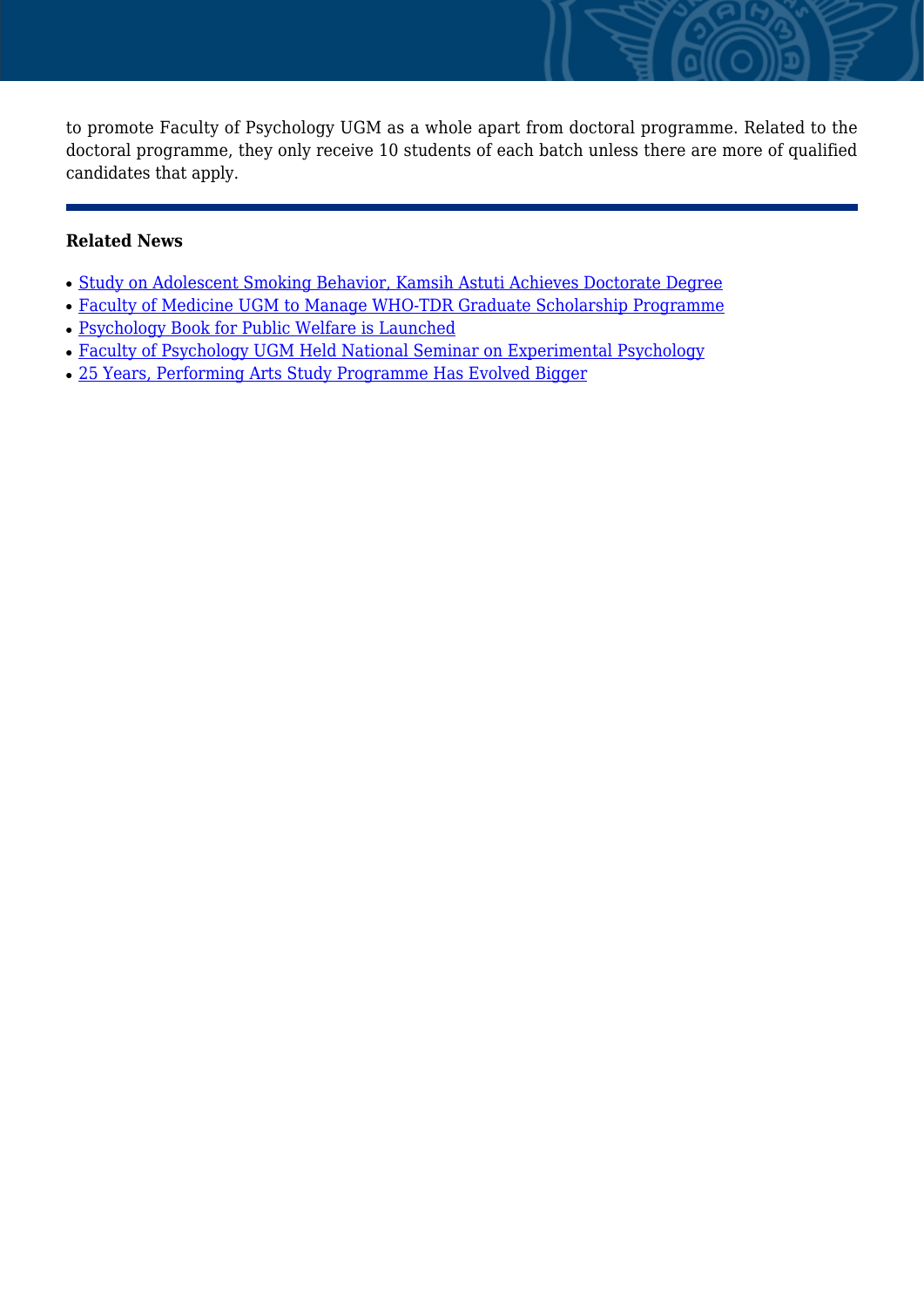to promote Faculty of Psychology UGM as a whole apart from doctoral programme. Related to the doctoral programme, they only receive 10 students of each batch unless there are more of qualified candidates that apply.

---

**Related News**

- Study on Adolescent Smoking Behavior, Kamsih Astuti Achieves Doctorate Degree
- Faculty of Medicine UGM to Manage WHO-TDR Graduate Scholarship Programme
- Psychology Book for Public Welfare is Launched
- Faculty of Psychology UGM Held National Seminar on Experimental Psychology
- 25 Years, Performing Arts Study Programme Has Evolved Bigger